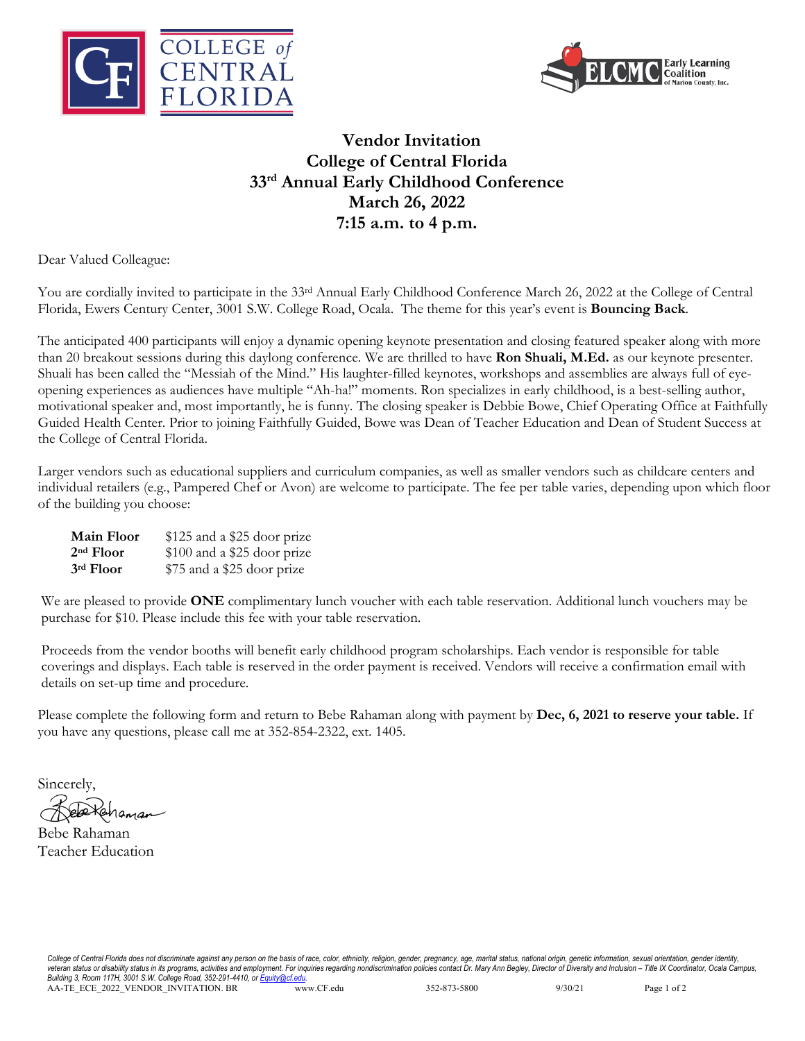COLLEGE of CENTRAL FLORIDA

Early Learning Coalition of Marion County, Inc.

# Vendor Invitation
## College of Central Florida
## 33rd Annual Early Childhood Conference
## March 26, 2022
## 7:15 a.m. to 4 p.m.

Dear Valued Colleague:

You are cordially invited to participate in the 33rd Annual Early Childhood Conference March 26, 2022 at the College of Central Florida, Ewers Century Center, 3001 S.W. College Road, Ocala. The theme for this year's event is **Bouncing Back**.

The anticipated 400 participants will enjoy a dynamic opening keynote presentation and closing featured speaker along with more than 20 breakout sessions during this daylong conference. We are thrilled to have **Ron Shuali, M.Ed.** as our keynote presenter. Shuali has been called the "Messiah of the Mind." His laughter-filled keynotes, workshops and assemblies are always full of eye-opening experiences as audiences have multiple "Ah-ha!" moments. Ron specializes in early childhood, is a best-selling author, motivational speaker and, most importantly, he is funny. The closing speaker is Debbie Bowe, Chief Operating Office at Faithfully Guided Health Center. Prior to joining Faithfully Guided, Bowe was Dean of Teacher Education and Dean of Student Success at the College of Central Florida.

Larger vendors such as educational suppliers and curriculum companies, as well as smaller vendors such as childcare centers and individual retailers (e.g., Pampered Chef or Avon) are welcome to participate. The fee per table varies, depending upon which floor of the building you choose:

| | |
|---|---|
| **Main Floor** | $125 and a $25 door prize |
| **2nd Floor** | $100 and a $25 door prize |
| **3rd Floor** | $75 and a $25 door prize |

We are pleased to provide **ONE** complimentary lunch voucher with each table reservation. Additional lunch vouchers may be purchase for $10. Please include this fee with your table reservation.

Proceeds from the vendor booths will benefit early childhood program scholarships. Each vendor is responsible for table coverings and displays. Each table is reserved in the order payment is received. Vendors will receive a confirmation email with details on set-up time and procedure.

Please complete the following form and return to Bebe Rahaman along with payment by **Dec, 6, 2021 to reserve your table.** If you have any questions, please call me at 352-854-2322, ext. 1405.

Sincerely,

Bebe Rahaman
Teacher Education

*College of Central Florida does not discriminate against any person on the basis of race, color, ethnicity, religion, gender, pregnancy, age, marital status, national origin, genetic information, sexual orientation, gender identity, veteran status or disability status in its programs, activities and employment. For inquiries regarding nondiscrimination policies contact Dr. Mary Ann Begley, Director of Diversity and Inclusion – Title IX Coordinator, Ocala Campus, Building 3, Room 117H, 3001 S.W. College Road, 352-291-4410, or Equity@cf.edu.*

AA-TE_ECE_2022_VENDOR_INVITATION. BR www.CF.edu 352-873-5800 9/30/21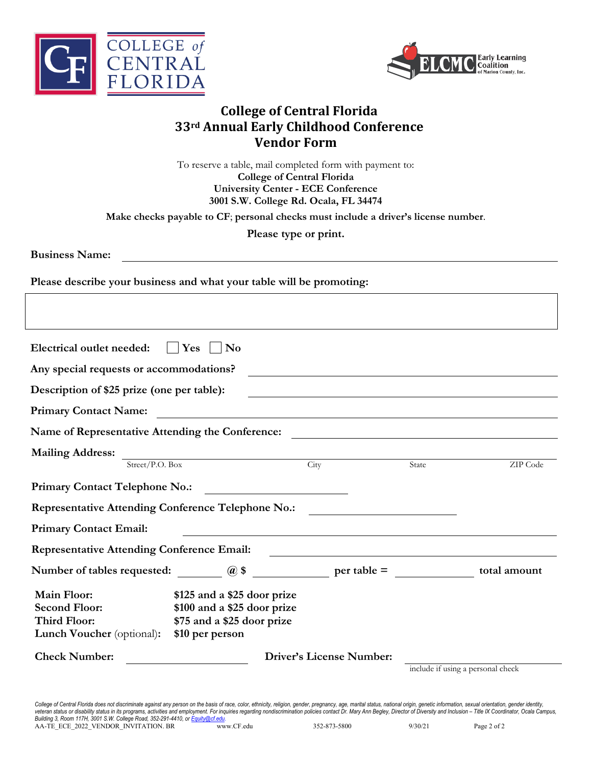COLLEGE of CENTRAL FLORIDA

ELCMC Early Learning Coalition of Marion County, Inc.

# College of Central Florida
# 33rd Annual Early Childhood Conference
# Vendor Form

To reserve a table, mail completed form with payment to:
**College of Central Florida**
**University Center - ECE Conference**
**3001 S.W. College Rd. Ocala, FL 34474**

**Make checks payable to CF; personal checks must include a driver's license number.**

**Please type or print.**

**Business Name:** ______________________________

**Please describe your business and what your table will be promoting:**

______________________________

**Electrical outlet needed:** ☐ **Yes** ☐ **No**

**Any special requests or accommodations?** ______________________________

**Description of $25 prize (one per table):** ______________________________

**Primary Contact Name:** ______________________________

**Name of Representative Attending the Conference:** ______________________________

**Mailing Address:** ______________________________
Street/P.O. Box | City | State | ZIP Code

**Primary Contact Telephone No.:** ______________________________

**Representative Attending Conference Telephone No.:** ______________________________

**Primary Contact Email:** ______________________________

**Representative Attending Conference Email:** ______________________________

**Number of tables requested:** ________ **@ $** ____________ **per table =** ____________ **total amount**

| | |
|---|---|
| **Main Floor:** | **$125 and a $25 door prize** |
| **Second Floor:** | **$100 and a $25 door prize** |
| **Third Floor:** | **$75 and a $25 door prize** |
| **Lunch Voucher** (optional): | **$10 per person** |

**Check Number:** ____________ **Driver's License Number:** ____________
include if using a personal check

*College of Central Florida does not discriminate against any person on the basis of race, color, ethnicity, religion, gender, pregnancy, age, marital status, national origin, genetic information, sexual orientation, gender identity, veteran status or disability status in its programs, activities and employment. For inquiries regarding nondiscrimination policies contact Dr. Mary Ann Begley, Director of Diversity and Inclusion – Title IX Coordinator, Ocala Campus, Building 3, Room 117H, 3001 S.W. College Road, 352-291-4410, or Equity@cf.edu.*

AA-TE_ECE_2022_VENDOR_INVITATION. BR www.CF.edu 352-873-5800 9/30/21